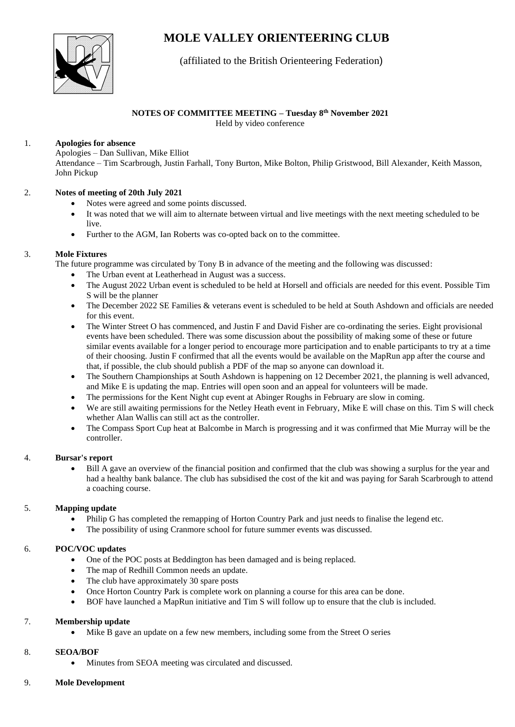# MOLE VALLEY ORIENTEERING CLUB

(affiliated to the British Orienteering Federation)

**NOTES OF COMMITTEE MEETING – Tuesday 8th November 2021**

Held by video conference

1. **Apologies for absence**

   Apologies – Dan Sullivan, Mike Elliot

   Attendance – Tim Scarbrough, Justin Farhall, Tony Burton, Mike Bolton, Philip Gristwood, Bill Alexander, Keith Masson, John Pickup

2. **Notes of meeting of 20th July 2021**

   - Notes were agreed and some points discussed.
   - It was noted that we will aim to alternate between virtual and live meetings with the next meeting scheduled to be live.
   - Further to the AGM, Ian Roberts was co-opted back on to the committee.

3. **Mole Fixtures**

   The future programme was circulated by Tony B in advance of the meeting and the following was discussed:

   - The Urban event at Leatherhead in August was a success.
   - The August 2022 Urban event is scheduled to be held at Horsell and officials are needed for this event. Possible Tim S will be the planner
   - The December 2022 SE Families & veterans event is scheduled to be held at South Ashdown and officials are needed for this event.
   - The Winter Street O has commenced, and Justin F and David Fisher are co-ordinating the series. Eight provisional events have been scheduled. There was some discussion about the possibility of making some of these or future similar events available for a longer period to encourage more participation and to enable participants to try at a time of their choosing. Justin F confirmed that all the events would be available on the MapRun app after the course and that, if possible, the club should publish a PDF of the map so anyone can download it.
   - The Southern Championships at South Ashdown is happening on 12 December 2021, the planning is well advanced, and Mike E is updating the map. Entries will open soon and an appeal for volunteers will be made.
   - The permissions for the Kent Night cup event at Abinger Roughs in February are slow in coming.
   - We are still awaiting permissions for the Netley Heath event in February, Mike E will chase on this. Tim S will check whether Alan Wallis can still act as the controller.
   - The Compass Sport Cup heat at Balcombe in March is progressing and it was confirmed that Mie Murray will be the controller.

4. **Bursar's report**

   - Bill A gave an overview of the financial position and confirmed that the club was showing a surplus for the year and had a healthy bank balance. The club has subsidised the cost of the kit and was paying for Sarah Scarbrough to attend a coaching course.

5. **Mapping update**

   - Philip G has completed the remapping of Horton Country Park and just needs to finalise the legend etc.
   - The possibility of using Cranmore school for future summer events was discussed.

6. **POC/VOC updates**

   - One of the POC posts at Beddington has been damaged and is being replaced.
   - The map of Redhill Common needs an update.
   - The club have approximately 30 spare posts
   - Once Horton Country Park is complete work on planning a course for this area can be done.
   - BOF have launched a MapRun initiative and Tim S will follow up to ensure that the club is included.

7. **Membership update**

   - Mike B gave an update on a few new members, including some from the Street O series

8. **SEOA/BOF**

   - Minutes from SEOA meeting was circulated and discussed.

9. **Mole Development**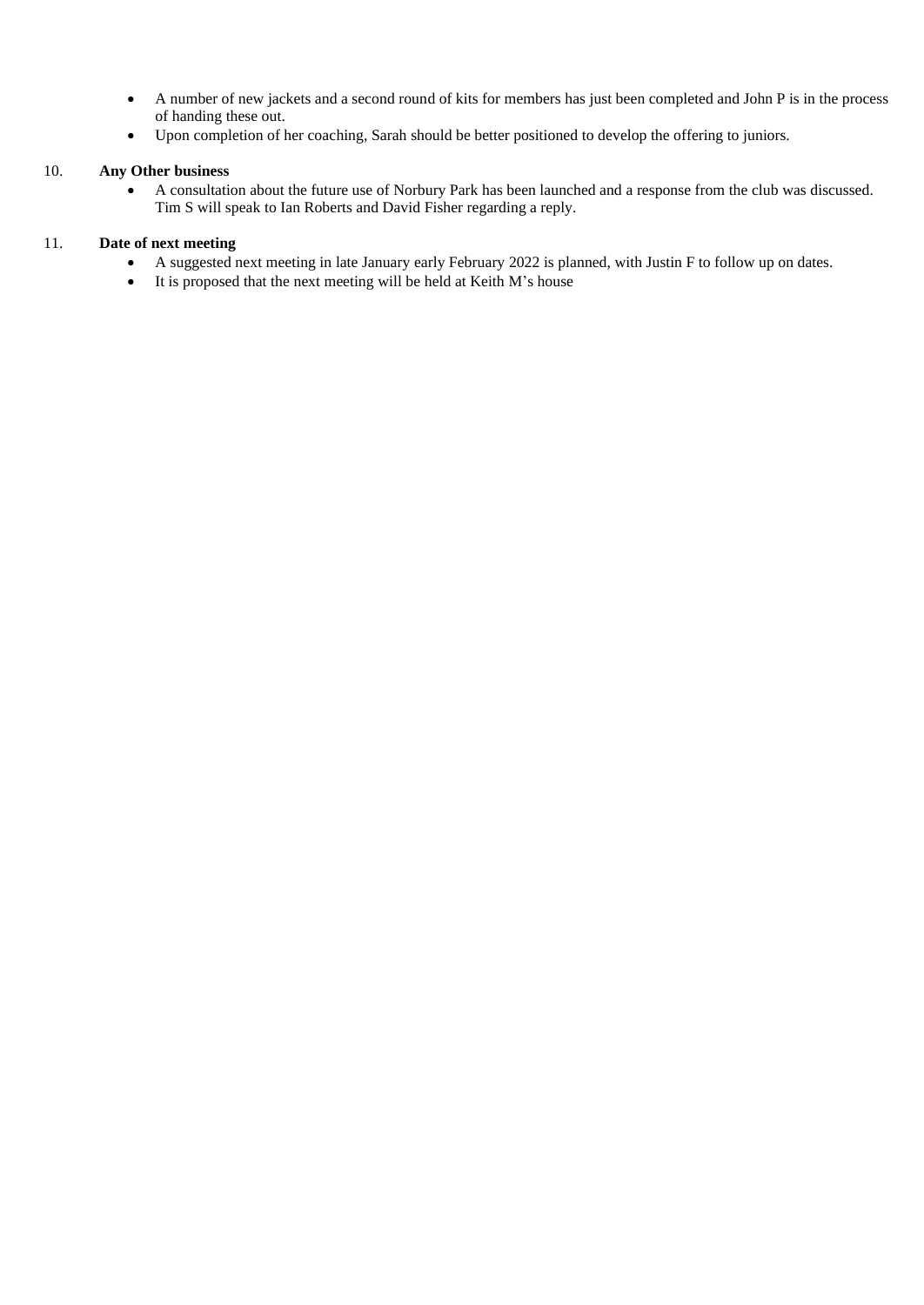- A number of new jackets and a second round of kits for members has just been completed and John P is in the process of handing these out.
- Upon completion of her coaching, Sarah should be better positioned to develop the offering to juniors.

10. **Any Other business**
    - A consultation about the future use of Norbury Park has been launched and a response from the club was discussed. Tim S will speak to Ian Roberts and David Fisher regarding a reply.

11. **Date of next meeting**
    - A suggested next meeting in late January early February 2022 is planned, with Justin F to follow up on dates.
    - It is proposed that the next meeting will be held at Keith M's house